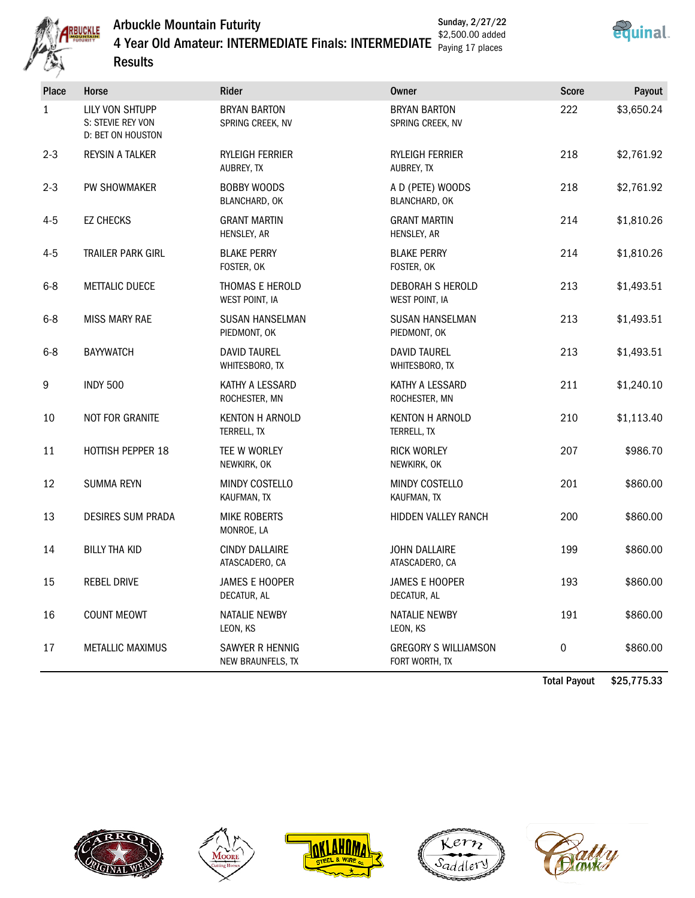# Arbuckle Mountain Futurity

## 4 Year Old Amateur: INTERMEDIATE Finals: INTERMEDIATE

## Results

Sunday, 2/27/22
$2,500.00 added
Paying 17 places

| Place | Horse | Rider | Owner | Score | Payout |
|---|---|---|---|---|---|
| 1 | LILY VON SHTUPP<br>S: STEVIE REY VON<br>D: BET ON HOUSTON | BRYAN BARTON<br>SPRING CREEK, NV | BRYAN BARTON<br>SPRING CREEK, NV | 222 | $3,650.24 |
| 2-3 | REYSIN A TALKER | RYLEIGH FERRIER<br>AUBREY, TX | RYLEIGH FERRIER<br>AUBREY, TX | 218 | $2,761.92 |
| 2-3 | PW SHOWMAKER | BOBBY WOODS<br>BLANCHARD, OK | A D (PETE) WOODS<br>BLANCHARD, OK | 218 | $2,761.92 |
| 4-5 | EZ CHECKS | GRANT MARTIN<br>HENSLEY, AR | GRANT MARTIN<br>HENSLEY, AR | 214 | $1,810.26 |
| 4-5 | TRAILER PARK GIRL | BLAKE PERRY<br>FOSTER, OK | BLAKE PERRY<br>FOSTER, OK | 214 | $1,810.26 |
| 6-8 | METTALIC DUECE | THOMAS E HEROLD<br>WEST POINT, IA | DEBORAH S HEROLD<br>WEST POINT, IA | 213 | $1,493.51 |
| 6-8 | MISS MARY RAE | SUSAN HANSELMAN<br>PIEDMONT, OK | SUSAN HANSELMAN<br>PIEDMONT, OK | 213 | $1,493.51 |
| 6-8 | BAYYWATCH | DAVID TAUREL<br>WHITESBORO, TX | DAVID TAUREL<br>WHITESBORO, TX | 213 | $1,493.51 |
| 9 | INDY 500 | KATHY A LESSARD<br>ROCHESTER, MN | KATHY A LESSARD<br>ROCHESTER, MN | 211 | $1,240.10 |
| 10 | NOT FOR GRANITE | KENTON H ARNOLD<br>TERRELL, TX | KENTON H ARNOLD<br>TERRELL, TX | 210 | $1,113.40 |
| 11 | HOTTISH PEPPER 18 | TEE W WORLEY<br>NEWKIRK, OK | RICK WORLEY<br>NEWKIRK, OK | 207 | $986.70 |
| 12 | SUMMA REYN | MINDY COSTELLO<br>KAUFMAN, TX | MINDY COSTELLO<br>KAUFMAN, TX | 201 | $860.00 |
| 13 | DESIRES SUM PRADA | MIKE ROBERTS<br>MONROE, LA | HIDDEN VALLEY RANCH | 200 | $860.00 |
| 14 | BILLY THA KID | CINDY DALLAIRE<br>ATASCADERO, CA | JOHN DALLAIRE<br>ATASCADERO, CA | 199 | $860.00 |
| 15 | REBEL DRIVE | JAMES E HOOPER<br>DECATUR, AL | JAMES E HOOPER<br>DECATUR, AL | 193 | $860.00 |
| 16 | COUNT MEOWT | NATALIE NEWBY<br>LEON, KS | NATALIE NEWBY<br>LEON, KS | 191 | $860.00 |
| 17 | METALLIC MAXIMUS | SAWYER R HENNIG<br>NEW BRAUNFELS, TX | GREGORY S WILLIAMSON<br>FORT WORTH, TX | 0 | $860.00 |
| | | | | **Total Payout** | **$25,775.33** |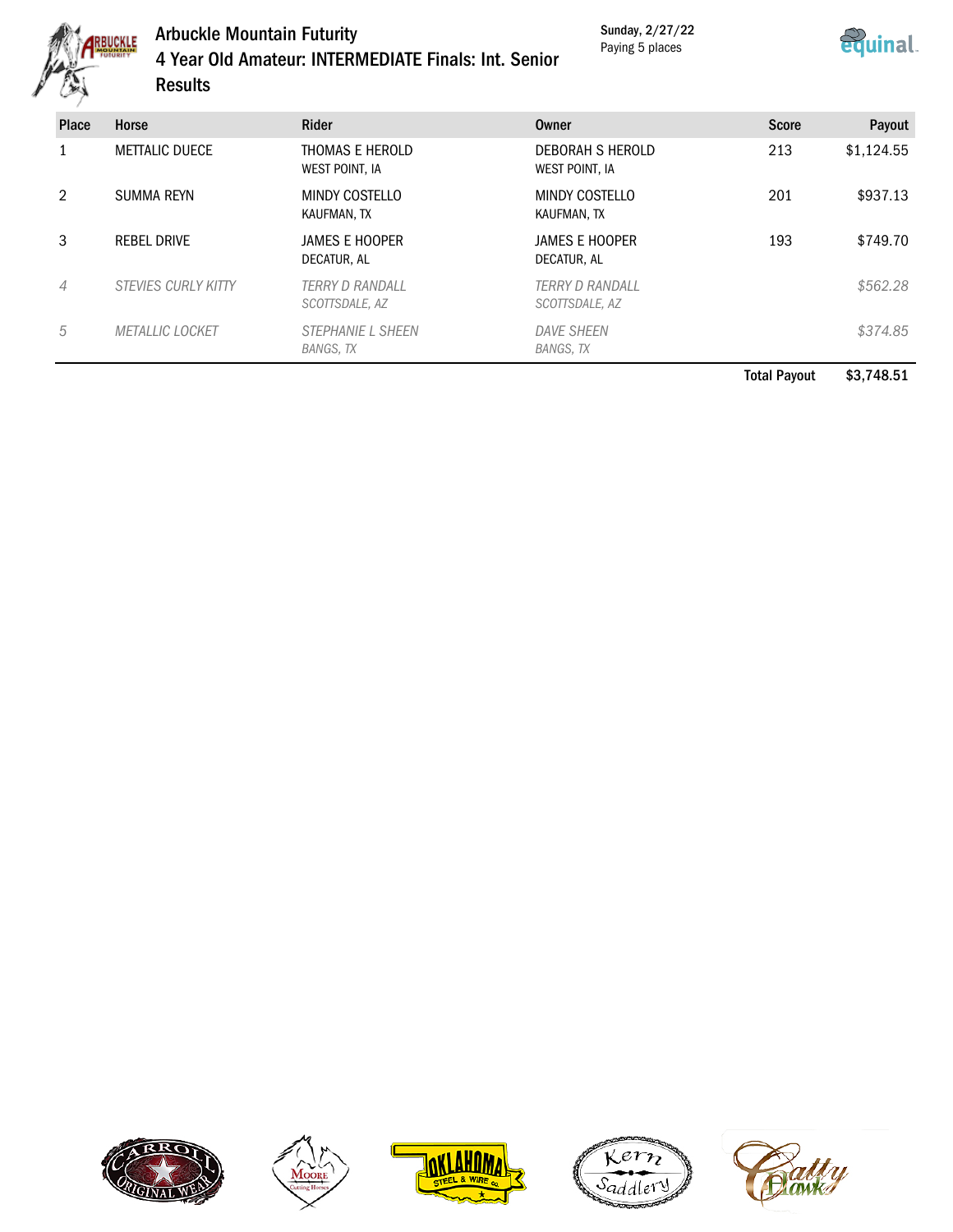# Arbuckle Mountain Futurity

## 4 Year Old Amateur: INTERMEDIATE Finals: Int. Senior

### Results

Sunday, 2/27/22
Paying 5 places

| Place | Horse | Rider | Owner | Score | Payout |
|---|---|---|---|---|---|
| 1 | METTALIC DUECE | THOMAS E HEROLD<br>WEST POINT, IA | DEBORAH S HEROLD<br>WEST POINT, IA | 213 | $1,124.55 |
| 2 | SUMMA REYN | MINDY COSTELLO<br>KAUFMAN, TX | MINDY COSTELLO<br>KAUFMAN, TX | 201 | $937.13 |
| 3 | REBEL DRIVE | JAMES E HOOPER<br>DECATUR, AL | JAMES E HOOPER<br>DECATUR, AL | 193 | $749.70 |
| *4* | *STEVIES CURLY KITTY* | *TERRY D RANDALL<br>SCOTTSDALE, AZ* | *TERRY D RANDALL<br>SCOTTSDALE, AZ* | | *$562.28* |
| *5* | *METALLIC LOCKET* | *STEPHANIE L SHEEN<br>BANGS, TX* | *DAVE SHEEN<br>BANGS, TX* | | *$374.85* |
| | | | | **Total Payout** | **$3,748.51** |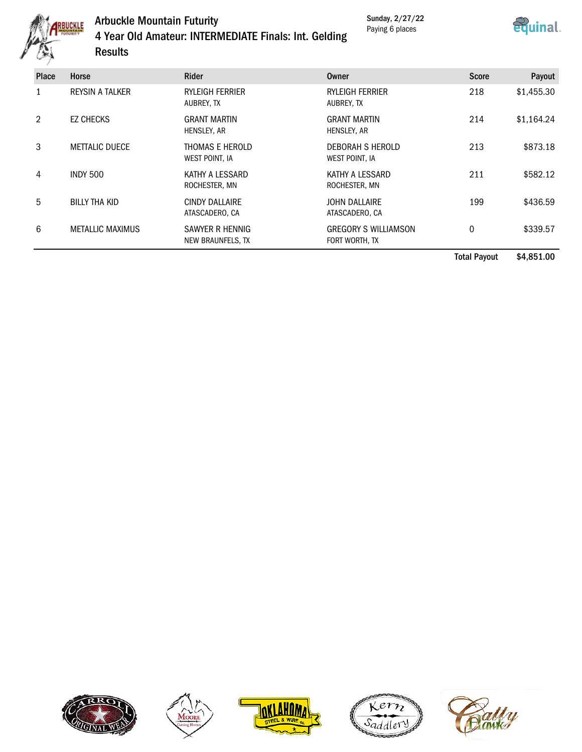# Arbuckle Mountain Futurity

## 4 Year Old Amateur: INTERMEDIATE Finals: Int. Gelding

## Results

Sunday, 2/27/22
Paying 6 places

| Place | Horse | Rider | Owner | Score | Payout |
|---|---|---|---|---|---|
| 1 | REYSIN A TALKER | RYLEIGH FERRIER<br>AUBREY, TX | RYLEIGH FERRIER<br>AUBREY, TX | 218 | $1,455.30 |
| 2 | EZ CHECKS | GRANT MARTIN<br>HENSLEY, AR | GRANT MARTIN<br>HENSLEY, AR | 214 | $1,164.24 |
| 3 | METTALIC DUECE | THOMAS E HEROLD<br>WEST POINT, IA | DEBORAH S HEROLD<br>WEST POINT, IA | 213 | $873.18 |
| 4 | INDY 500 | KATHY A LESSARD<br>ROCHESTER, MN | KATHY A LESSARD<br>ROCHESTER, MN | 211 | $582.12 |
| 5 | BILLY THA KID | CINDY DALLAIRE<br>ATASCADERO, CA | JOHN DALLAIRE<br>ATASCADERO, CA | 199 | $436.59 |
| 6 | METALLIC MAXIMUS | SAWYER R HENNIG<br>NEW BRAUNFELS, TX | GREGORY S WILLIAMSON<br>FORT WORTH, TX | 0 | $339.57 |
| | | | | **Total Payout** | **$4,851.00** |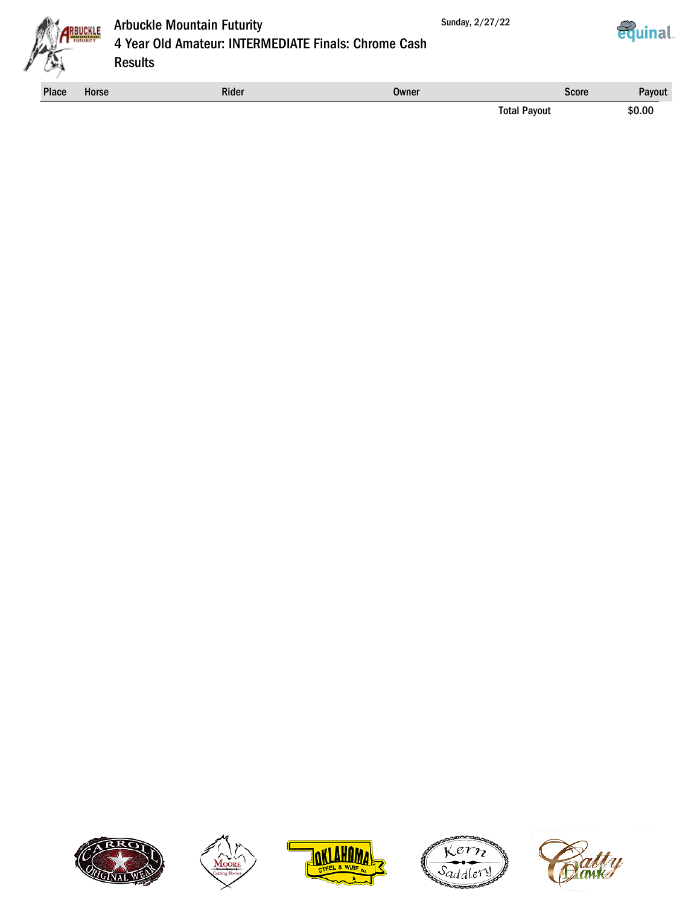# Arbuckle Mountain Futurity

## 4 Year Old Amateur: INTERMEDIATE Finals: Chrome Cash

### Results

Sunday, 2/27/22

| Place | Horse | Rider | Owner | Score | Payout |
|---|---|---|---|---|---|
| | | | | Total Payout | $0.00 |